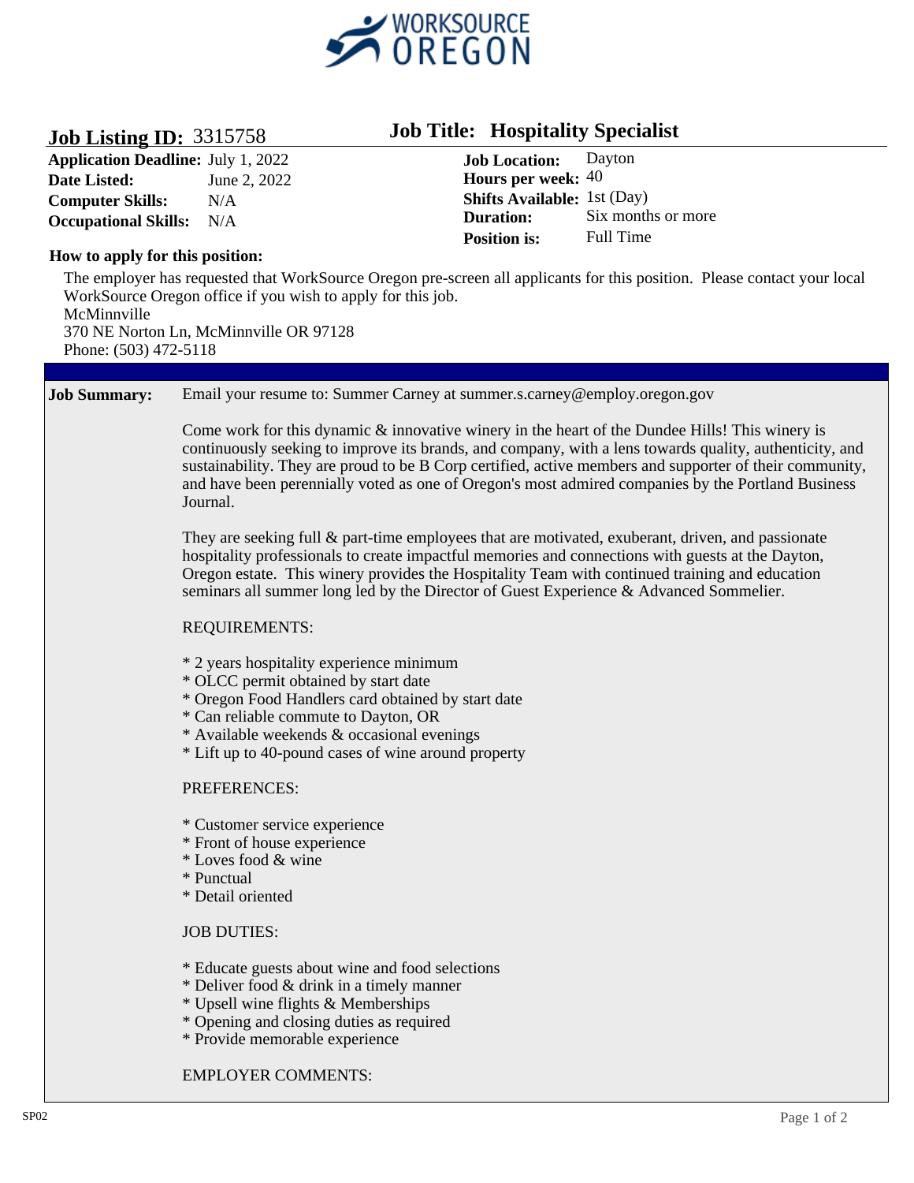WORKSOURCE OREGON

**Job Listing ID:** 3315758

## Job Title: Hospitality Specialist

**Application Deadline:** July 1, 2022
**Date Listed:** June 2, 2022
**Computer Skills:** N/A
**Occupational Skills:** N/A

**Job Location:** Dayton
**Hours per week:** 40
**Shifts Available:** 1st (Day)
**Duration:** Six months or more
**Position is:** Full Time

**How to apply for this position:**

The employer has requested that WorkSource Oregon pre-screen all applicants for this position. Please contact your local WorkSource Oregon office if you wish to apply for this job.
McMinnville
370 NE Norton Ln, McMinnville OR 97128
Phone: (503) 472-5118

**Job Summary:** Email your resume to: Summer Carney at summer.s.carney@employ.oregon.gov

Come work for this dynamic & innovative winery in the heart of the Dundee Hills! This winery is continuously seeking to improve its brands, and company, with a lens towards quality, authenticity, and sustainability. They are proud to be B Corp certified, active members and supporter of their community, and have been perennially voted as one of Oregon's most admired companies by the Portland Business Journal.

They are seeking full & part-time employees that are motivated, exuberant, driven, and passionate hospitality professionals to create impactful memories and connections with guests at the Dayton, Oregon estate. This winery provides the Hospitality Team with continued training and education seminars all summer long led by the Director of Guest Experience & Advanced Sommelier.

REQUIREMENTS:

* 2 years hospitality experience minimum
* OLCC permit obtained by start date
* Oregon Food Handlers card obtained by start date
* Can reliable commute to Dayton, OR
* Available weekends & occasional evenings
* Lift up to 40-pound cases of wine around property

PREFERENCES:

* Customer service experience
* Front of house experience
* Loves food & wine
* Punctual
* Detail oriented

JOB DUTIES:

* Educate guests about wine and food selections
* Deliver food & drink in a timely manner
* Upsell wine flights & Memberships
* Opening and closing duties as required
* Provide memorable experience

EMPLOYER COMMENTS: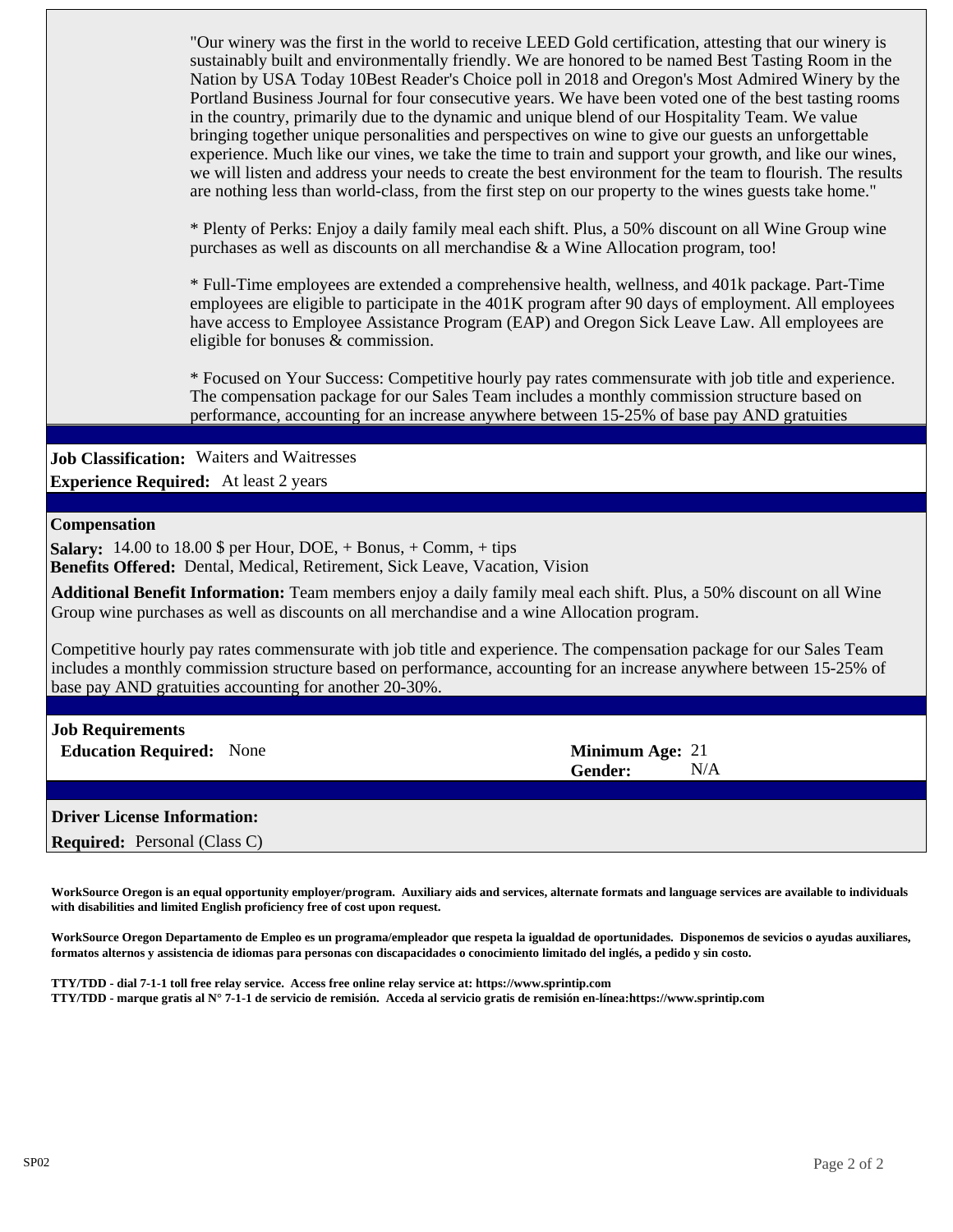"Our winery was the first in the world to receive LEED Gold certification, attesting that our winery is sustainably built and environmentally friendly. We are honored to be named Best Tasting Room in the Nation by USA Today 10Best Reader's Choice poll in 2018 and Oregon's Most Admired Winery by the Portland Business Journal for four consecutive years. We have been voted one of the best tasting rooms in the country, primarily due to the dynamic and unique blend of our Hospitality Team. We value bringing together unique personalities and perspectives on wine to give our guests an unforgettable experience. Much like our vines, we take the time to train and support your growth, and like our wines, we will listen and address your needs to create the best environment for the team to flourish. The results are nothing less than world-class, from the first step on our property to the wines guests take home."

* Plenty of Perks: Enjoy a daily family meal each shift. Plus, a 50% discount on all Wine Group wine purchases as well as discounts on all merchandise & a Wine Allocation program, too!

* Full-Time employees are extended a comprehensive health, wellness, and 401k package. Part-Time employees are eligible to participate in the 401K program after 90 days of employment. All employees have access to Employee Assistance Program (EAP) and Oregon Sick Leave Law. All employees are eligible for bonuses & commission.

* Focused on Your Success: Competitive hourly pay rates commensurate with job title and experience. The compensation package for our Sales Team includes a monthly commission structure based on performance, accounting for an increase anywhere between 15-25% of base pay AND gratuities

**Job Classification:** Waiters and Waitresses

**Experience Required:** At least 2 years

**Compensation**

**Salary:** 14.00 to 18.00 $ per Hour, DOE, + Bonus, + Comm, + tips

**Benefits Offered:** Dental, Medical, Retirement, Sick Leave, Vacation, Vision

**Additional Benefit Information:** Team members enjoy a daily family meal each shift. Plus, a 50% discount on all Wine Group wine purchases as well as discounts on all merchandise and a wine Allocation program.

Competitive hourly pay rates commensurate with job title and experience. The compensation package for our Sales Team includes a monthly commission structure based on performance, accounting for an increase anywhere between 15-25% of base pay AND gratuities accounting for another 20-30%.

**Job Requirements**

**Education Required:** None

**Minimum Age:** 21

**Gender:** N/A

**Driver License Information:**

**Required:** Personal (Class C)

**WorkSource Oregon is an equal opportunity employer/program. Auxiliary aids and services, alternate formats and language services are available to individuals with disabilities and limited English proficiency free of cost upon request.**

**WorkSource Oregon Departamento de Empleo es un programa/empleador que respeta la igualdad de oportunidades. Disponemos de sevicios o ayudas auxiliares, formatos alternos y assistencia de idiomas para personas con discapacidades o conocimiento limitado del inglés, a pedido y sin costo.**

**TTY/TDD - dial 7-1-1 toll free relay service. Access free online relay service at: https://www.sprintip.com**
**TTY/TDD - marque gratis al N° 7-1-1 de servicio de remisión. Acceda al servicio gratis de remisión en-línea:https://www.sprintip.com**

SP02